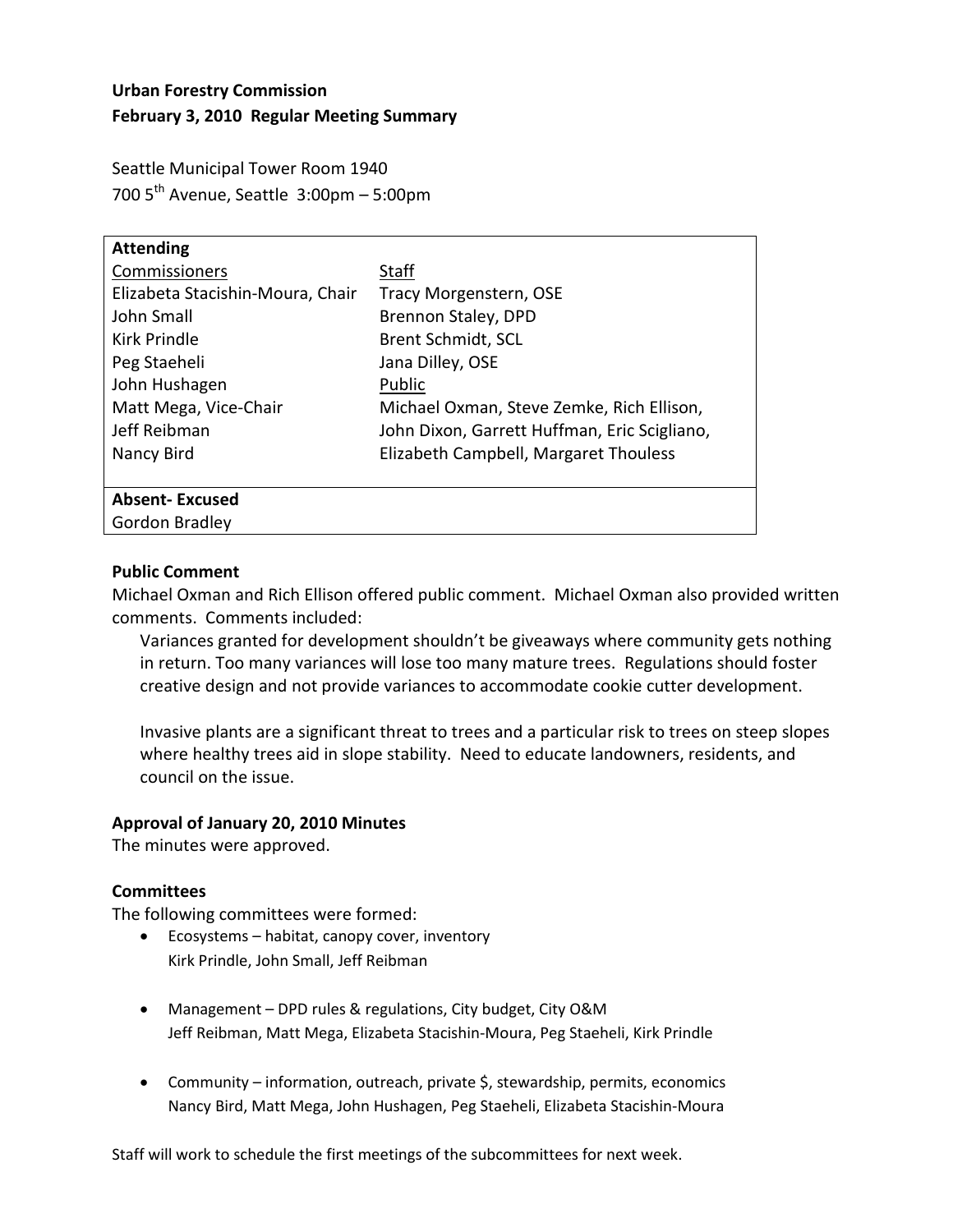**Urban Forestry Commission**
**February 3, 2010 Regular Meeting Summary**

Seattle Municipal Tower Room 1940
700 5th Avenue, Seattle 3:00pm – 5:00pm

| **Attending** | |
|---|---|
| Commissioners | Staff |
| Elizabeta Stacishin-Moura, Chair | Tracy Morgenstern, OSE |
| John Small | Brennon Staley, DPD |
| Kirk Prindle | Brent Schmidt, SCL |
| Peg Staeheli | Jana Dilley, OSE |
| John Hushagen | Public |
| Matt Mega, Vice-Chair | Michael Oxman, Steve Zemke, Rich Ellison, |
| Jeff Reibman | John Dixon, Garrett Huffman, Eric Scigliano, |
| Nancy Bird | Elizabeth Campbell, Margaret Thouless |
| **Absent- Excused** | |
| Gordon Bradley | |

**Public Comment**

Michael Oxman and Rich Ellison offered public comment. Michael Oxman also provided written comments. Comments included:

Variances granted for development shouldn't be giveaways where community gets nothing in return. Too many variances will lose too many mature trees. Regulations should foster creative design and not provide variances to accommodate cookie cutter development.

Invasive plants are a significant threat to trees and a particular risk to trees on steep slopes where healthy trees aid in slope stability. Need to educate landowners, residents, and council on the issue.

**Approval of January 20, 2010 Minutes**

The minutes were approved.

**Committees**

The following committees were formed:

- Ecosystems – habitat, canopy cover, inventory
  Kirk Prindle, John Small, Jeff Reibman
- Management – DPD rules & regulations, City budget, City O&M
  Jeff Reibman, Matt Mega, Elizabeta Stacishin-Moura, Peg Staeheli, Kirk Prindle
- Community – information, outreach, private $, stewardship, permits, economics
  Nancy Bird, Matt Mega, John Hushagen, Peg Staeheli, Elizabeta Stacishin-Moura

Staff will work to schedule the first meetings of the subcommittees for next week.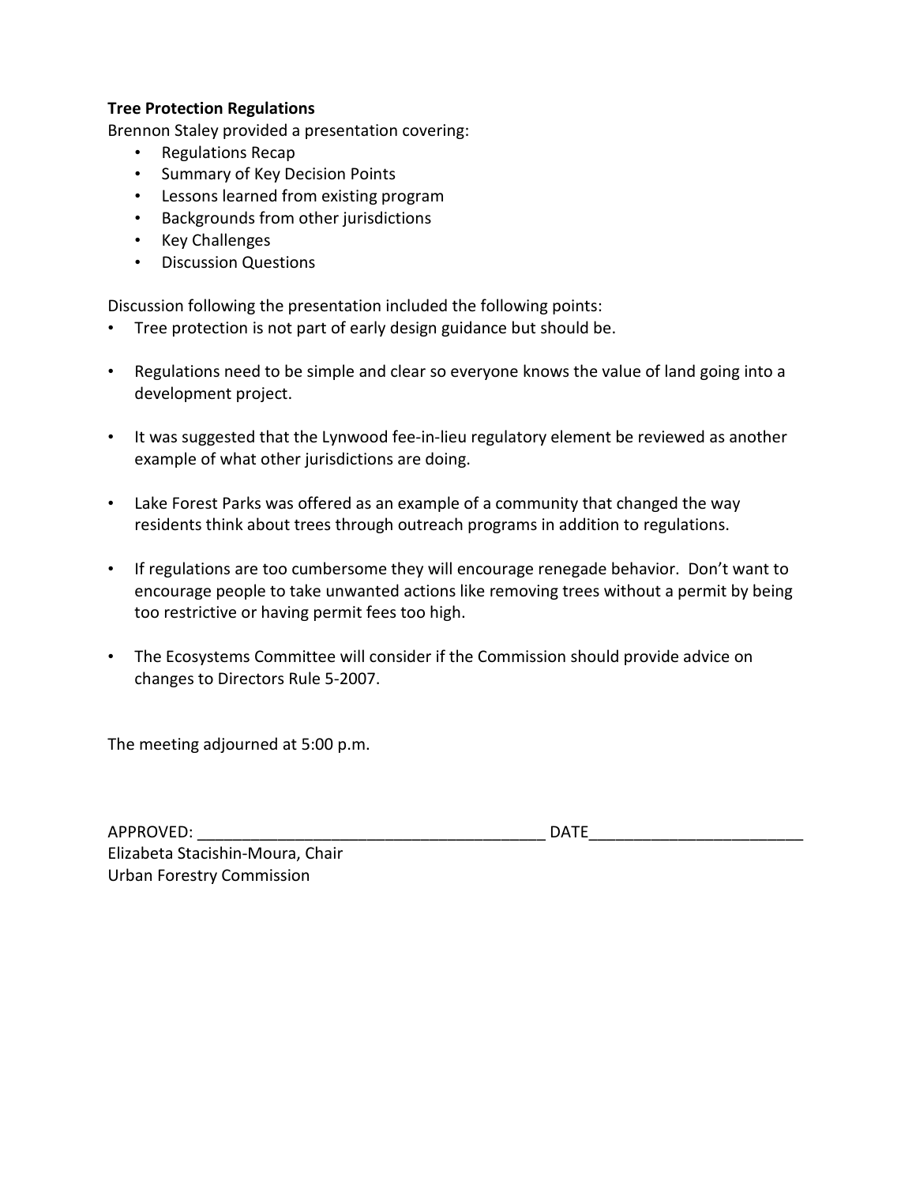**Tree Protection Regulations**

Brennon Staley provided a presentation covering:

- Regulations Recap
- Summary of Key Decision Points
- Lessons learned from existing program
- Backgrounds from other jurisdictions
- Key Challenges
- Discussion Questions

Discussion following the presentation included the following points:

- Tree protection is not part of early design guidance but should be.
- Regulations need to be simple and clear so everyone knows the value of land going into a development project.
- It was suggested that the Lynwood fee-in-lieu regulatory element be reviewed as another example of what other jurisdictions are doing.
- Lake Forest Parks was offered as an example of a community that changed the way residents think about trees through outreach programs in addition to regulations.
- If regulations are too cumbersome they will encourage renegade behavior. Don't want to encourage people to take unwanted actions like removing trees without a permit by being too restrictive or having permit fees too high.
- The Ecosystems Committee will consider if the Commission should provide advice on changes to Directors Rule 5-2007.

The meeting adjourned at 5:00 p.m.

APPROVED: _______________________________________ DATE________________________

Elizabeta Stacishin-Moura, Chair
Urban Forestry Commission